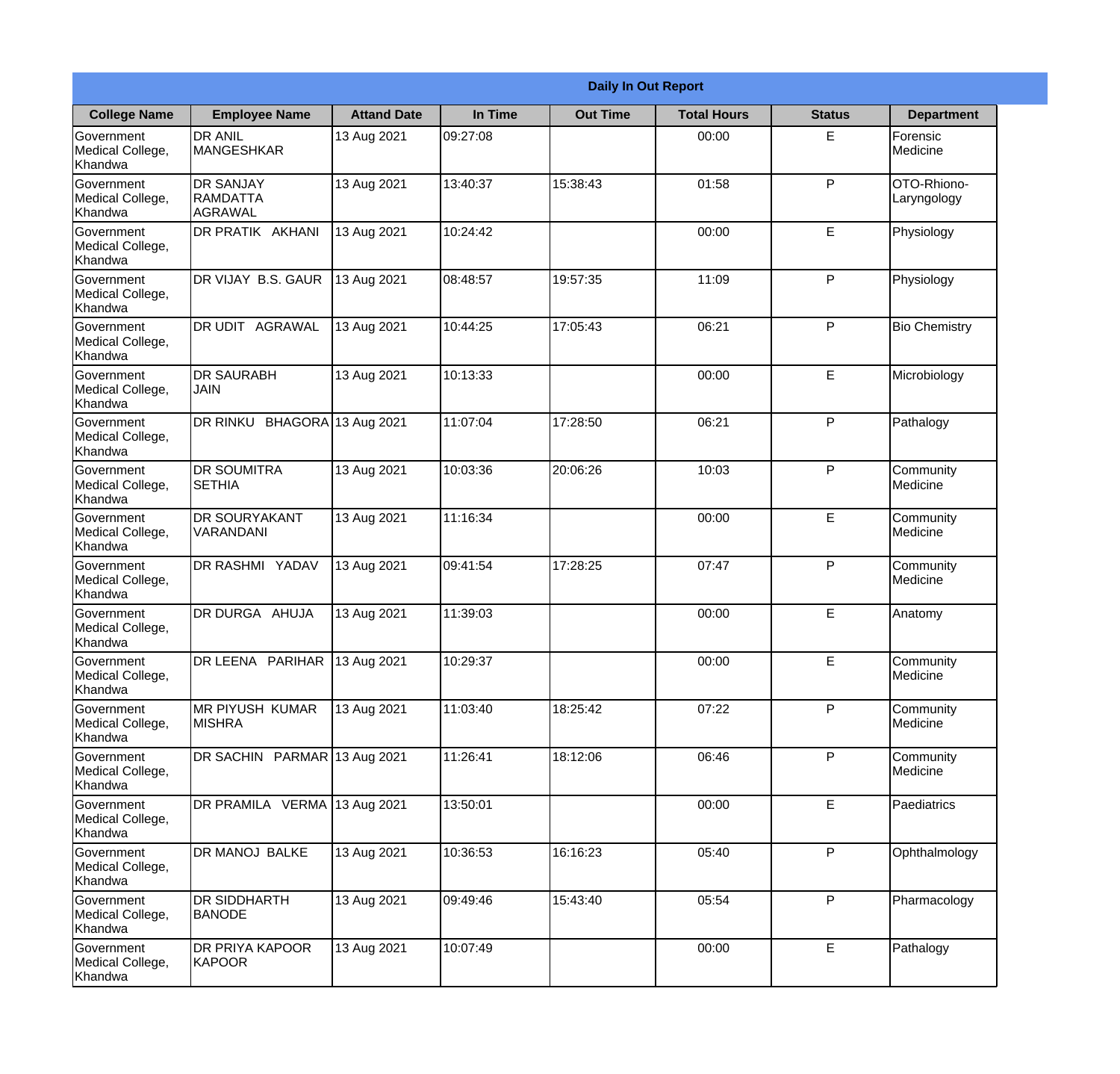**Daily In Out Report**

| College Name | Employee Name | Attand Date | In Time | Out Time | Total Hours | Status | Department |
|---|---|---|---|---|---|---|---|
| Government Medical College, Khandwa | DR ANIL MANGESHKAR | 13 Aug 2021 | 09:27:08 | | 00:00 | E | Forensic Medicine |
| Government Medical College, Khandwa | DR SANJAY RAMDATTA AGRAWAL | 13 Aug 2021 | 13:40:37 | 15:38:43 | 01:58 | P | OTO-Rhiono-Laryngology |
| Government Medical College, Khandwa | DR PRATIK AKHANI | 13 Aug 2021 | 10:24:42 | | 00:00 | E | Physiology |
| Government Medical College, Khandwa | DR VIJAY B.S. GAUR | 13 Aug 2021 | 08:48:57 | 19:57:35 | 11:09 | P | Physiology |
| Government Medical College, Khandwa | DR UDIT AGRAWAL | 13 Aug 2021 | 10:44:25 | 17:05:43 | 06:21 | P | Bio Chemistry |
| Government Medical College, Khandwa | DR SAURABH JAIN | 13 Aug 2021 | 10:13:33 | | 00:00 | E | Microbiology |
| Government Medical College, Khandwa | DR RINKU BHAGORA | 13 Aug 2021 | 11:07:04 | 17:28:50 | 06:21 | P | Pathalogy |
| Government Medical College, Khandwa | DR SOUMITRA SETHIA | 13 Aug 2021 | 10:03:36 | 20:06:26 | 10:03 | P | Community Medicine |
| Government Medical College, Khandwa | DR SOURYAKANT VARANDANI | 13 Aug 2021 | 11:16:34 | | 00:00 | E | Community Medicine |
| Government Medical College, Khandwa | DR RASHMI YADAV | 13 Aug 2021 | 09:41:54 | 17:28:25 | 07:47 | P | Community Medicine |
| Government Medical College, Khandwa | DR DURGA AHUJA | 13 Aug 2021 | 11:39:03 | | 00:00 | E | Anatomy |
| Government Medical College, Khandwa | DR LEENA PARIHAR | 13 Aug 2021 | 10:29:37 | | 00:00 | E | Community Medicine |
| Government Medical College, Khandwa | MR PIYUSH KUMAR MISHRA | 13 Aug 2021 | 11:03:40 | 18:25:42 | 07:22 | P | Community Medicine |
| Government Medical College, Khandwa | DR SACHIN PARMAR | 13 Aug 2021 | 11:26:41 | 18:12:06 | 06:46 | P | Community Medicine |
| Government Medical College, Khandwa | DR PRAMILA VERMA | 13 Aug 2021 | 13:50:01 | | 00:00 | E | Paediatrics |
| Government Medical College, Khandwa | DR MANOJ BALKE | 13 Aug 2021 | 10:36:53 | 16:16:23 | 05:40 | P | Ophthalmology |
| Government Medical College, Khandwa | DR SIDDHARTH BANODE | 13 Aug 2021 | 09:49:46 | 15:43:40 | 05:54 | P | Pharmacology |
| Government Medical College, Khandwa | DR PRIYA KAPOOR KAPOOR | 13 Aug 2021 | 10:07:49 | | 00:00 | E | Pathalogy |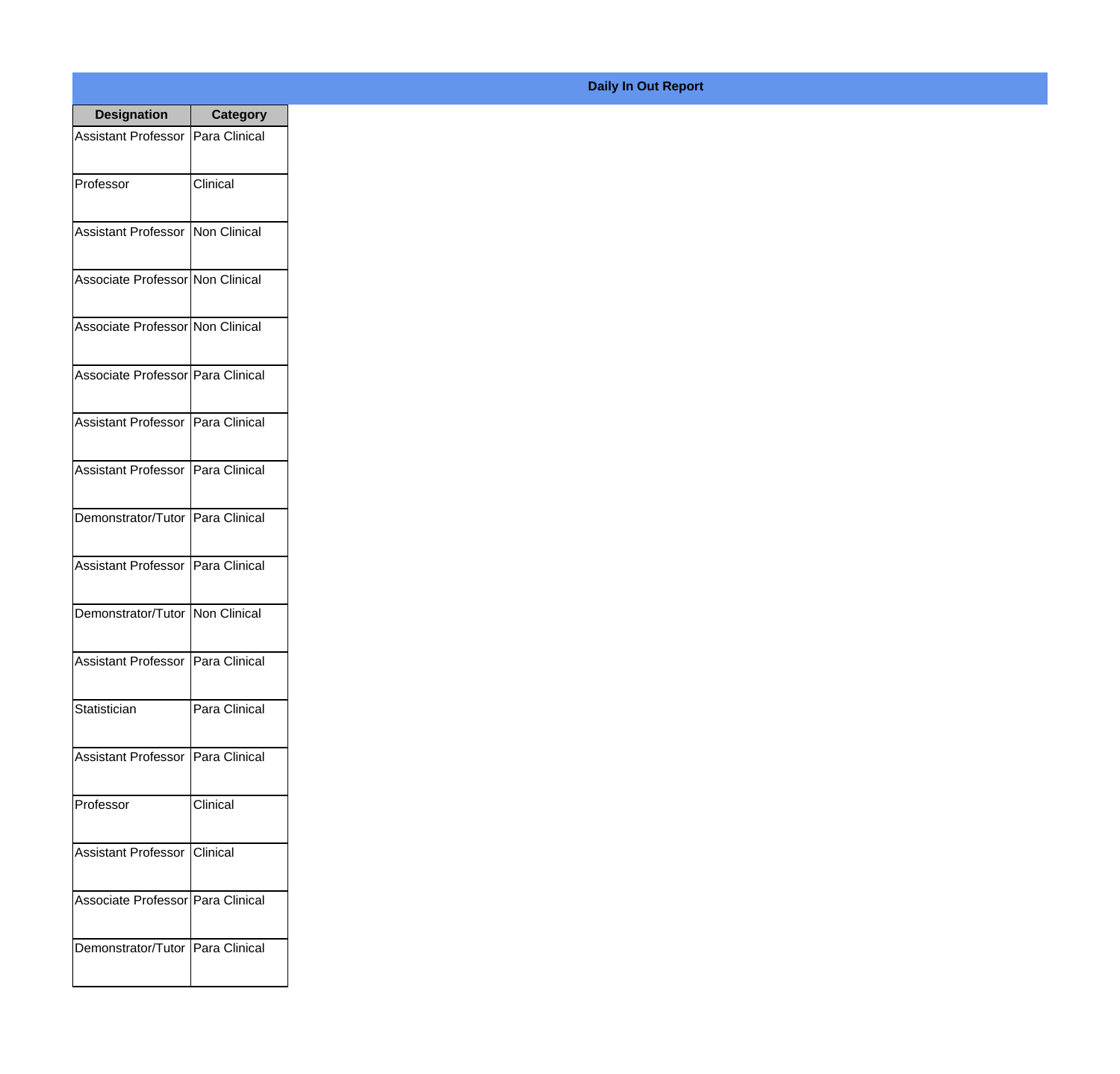**Daily In Out Report**

| Designation | Category |
| --- | --- |
| Assistant Professor | Para Clinical |
| Professor | Clinical |
| Assistant Professor | Non Clinical |
| Associate Professor | Non Clinical |
| Associate Professor | Non Clinical |
| Associate Professor | Para Clinical |
| Assistant Professor | Para Clinical |
| Assistant Professor | Para Clinical |
| Demonstrator/Tutor | Para Clinical |
| Assistant Professor | Para Clinical |
| Demonstrator/Tutor | Non Clinical |
| Assistant Professor | Para Clinical |
| Statistician | Para Clinical |
| Assistant Professor | Para Clinical |
| Professor | Clinical |
| Assistant Professor | Clinical |
| Associate Professor | Para Clinical |
| Demonstrator/Tutor | Para Clinical |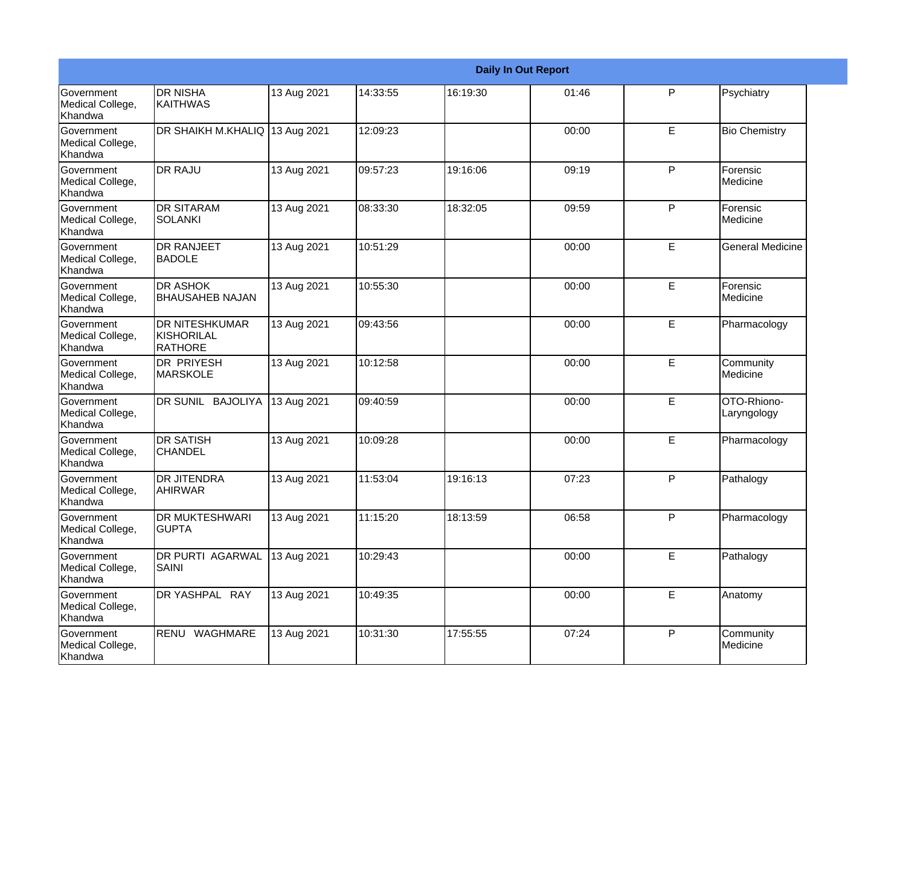| Daily In Out Report | | | | | | | |
|---|---|---|---|---|---|---|---|
| Government Medical College, Khandwa | DR NISHA KAITHWAS | 13 Aug 2021 | 14:33:55 | 16:19:30 | 01:46 | P | Psychiatry |
| Government Medical College, Khandwa | DR SHAIKH M.KHALIQ | 13 Aug 2021 | 12:09:23 | | 00:00 | E | Bio Chemistry |
| Government Medical College, Khandwa | DR RAJU | 13 Aug 2021 | 09:57:23 | 19:16:06 | 09:19 | P | Forensic Medicine |
| Government Medical College, Khandwa | DR SITARAM SOLANKI | 13 Aug 2021 | 08:33:30 | 18:32:05 | 09:59 | P | Forensic Medicine |
| Government Medical College, Khandwa | DR RANJEET BADOLE | 13 Aug 2021 | 10:51:29 | | 00:00 | E | General Medicine |
| Government Medical College, Khandwa | DR ASHOK BHAUSAHEB NAJAN | 13 Aug 2021 | 10:55:30 | | 00:00 | E | Forensic Medicine |
| Government Medical College, Khandwa | DR NITESHKUMAR KISHORILAL RATHORE | 13 Aug 2021 | 09:43:56 | | 00:00 | E | Pharmacology |
| Government Medical College, Khandwa | DR PRIYESH MARSKOLE | 13 Aug 2021 | 10:12:58 | | 00:00 | E | Community Medicine |
| Government Medical College, Khandwa | DR SUNIL BAJOLIYA | 13 Aug 2021 | 09:40:59 | | 00:00 | E | OTO-Rhiono-Laryngology |
| Government Medical College, Khandwa | DR SATISH CHANDEL | 13 Aug 2021 | 10:09:28 | | 00:00 | E | Pharmacology |
| Government Medical College, Khandwa | DR JITENDRA AHIRWAR | 13 Aug 2021 | 11:53:04 | 19:16:13 | 07:23 | P | Pathalogy |
| Government Medical College, Khandwa | DR MUKTESHWARI GUPTA | 13 Aug 2021 | 11:15:20 | 18:13:59 | 06:58 | P | Pharmacology |
| Government Medical College, Khandwa | DR PURTI AGARWAL SAINI | 13 Aug 2021 | 10:29:43 | | 00:00 | E | Pathalogy |
| Government Medical College, Khandwa | DR YASHPAL RAY | 13 Aug 2021 | 10:49:35 | | 00:00 | E | Anatomy |
| Government Medical College, Khandwa | RENU WAGHMARE | 13 Aug 2021 | 10:31:30 | 17:55:55 | 07:24 | P | Community Medicine |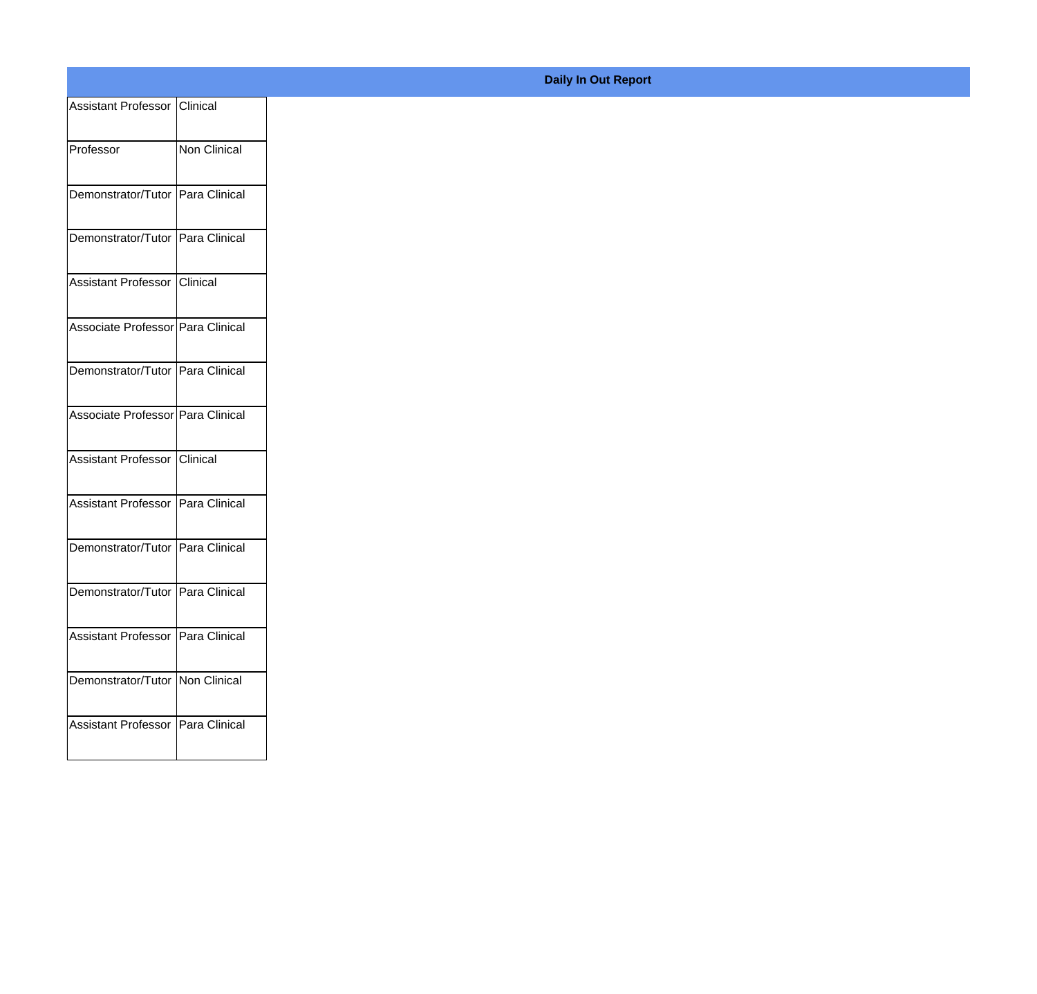**Daily In Out Report**

| | |
|---|---|
| Assistant Professor | Clinical |
| Professor | Non Clinical |
| Demonstrator/Tutor | Para Clinical |
| Demonstrator/Tutor | Para Clinical |
| Assistant Professor | Clinical |
| Associate Professor | Para Clinical |
| Demonstrator/Tutor | Para Clinical |
| Associate Professor | Para Clinical |
| Assistant Professor | Clinical |
| Assistant Professor | Para Clinical |
| Demonstrator/Tutor | Para Clinical |
| Demonstrator/Tutor | Para Clinical |
| Assistant Professor | Para Clinical |
| Demonstrator/Tutor | Non Clinical |
| Assistant Professor | Para Clinical |